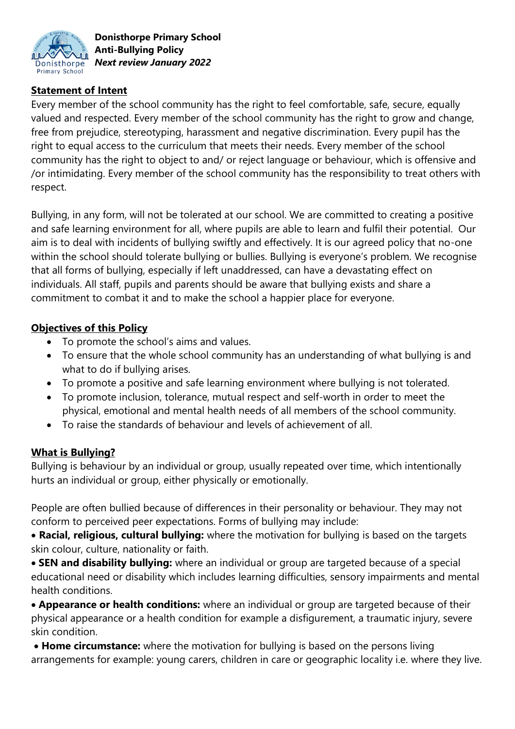**Donisthorpe Primary School**
**Anti-Bullying Policy**
***Next review January 2022***

## Statement of Intent

Every member of the school community has the right to feel comfortable, safe, secure, equally valued and respected. Every member of the school community has the right to grow and change, free from prejudice, stereotyping, harassment and negative discrimination. Every pupil has the right to equal access to the curriculum that meets their needs. Every member of the school community has the right to object to and/ or reject language or behaviour, which is offensive and /or intimidating. Every member of the school community has the responsibility to treat others with respect.

Bullying, in any form, will not be tolerated at our school. We are committed to creating a positive and safe learning environment for all, where pupils are able to learn and fulfil their potential. Our aim is to deal with incidents of bullying swiftly and effectively. It is our agreed policy that no-one within the school should tolerate bullying or bullies. Bullying is everyone's problem. We recognise that all forms of bullying, especially if left unaddressed, can have a devastating effect on individuals. All staff, pupils and parents should be aware that bullying exists and share a commitment to combat it and to make the school a happier place for everyone.

## Objectives of this Policy

- To promote the school's aims and values.
- To ensure that the whole school community has an understanding of what bullying is and what to do if bullying arises.
- To promote a positive and safe learning environment where bullying is not tolerated.
- To promote inclusion, tolerance, mutual respect and self-worth in order to meet the physical, emotional and mental health needs of all members of the school community.
- To raise the standards of behaviour and levels of achievement of all.

## What is Bullying?

Bullying is behaviour by an individual or group, usually repeated over time, which intentionally hurts an individual or group, either physically or emotionally.

People are often bullied because of differences in their personality or behaviour. They may not conform to perceived peer expectations. Forms of bullying may include:

- **Racial, religious, cultural bullying:** where the motivation for bullying is based on the targets skin colour, culture, nationality or faith.
- **SEN and disability bullying:** where an individual or group are targeted because of a special educational need or disability which includes learning difficulties, sensory impairments and mental health conditions.
- **Appearance or health conditions:** where an individual or group are targeted because of their physical appearance or a health condition for example a disfigurement, a traumatic injury, severe skin condition.
- **Home circumstance:** where the motivation for bullying is based on the persons living arrangements for example: young carers, children in care or geographic locality i.e. where they live.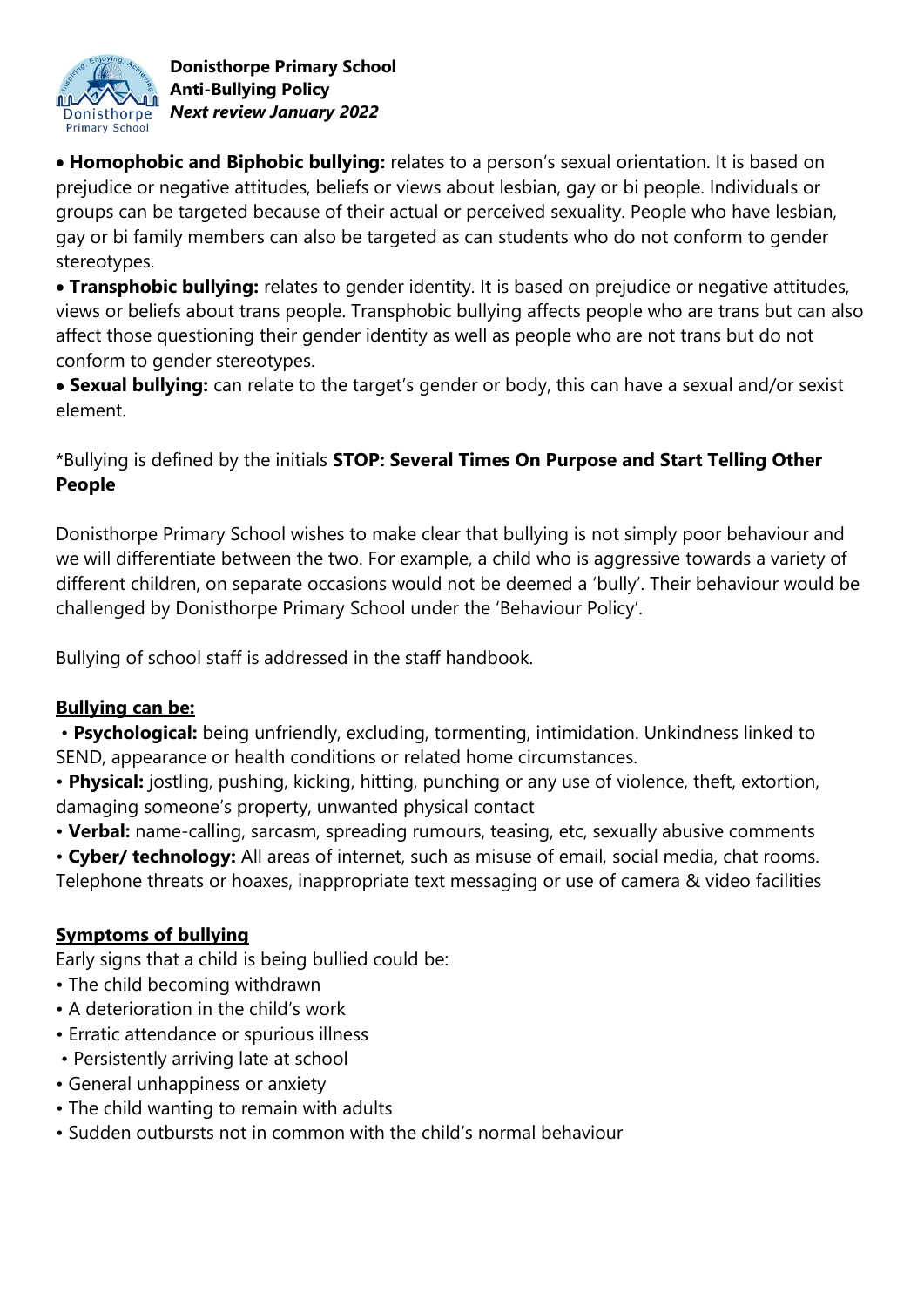- **Homophobic and Biphobic bullying:** relates to a person's sexual orientation. It is based on prejudice or negative attitudes, beliefs or views about lesbian, gay or bi people. Individuals or groups can be targeted because of their actual or perceived sexuality. People who have lesbian, gay or bi family members can also be targeted as can students who do not conform to gender stereotypes.
- **Transphobic bullying:** relates to gender identity. It is based on prejudice or negative attitudes, views or beliefs about trans people. Transphobic bullying affects people who are trans but can also affect those questioning their gender identity as well as people who are not trans but do not conform to gender stereotypes.
- **Sexual bullying:** can relate to the target's gender or body, this can have a sexual and/or sexist element.

*Bullying is defined by the initials **STOP: Several Times On Purpose and Start Telling Other People**

Donisthorpe Primary School wishes to make clear that bullying is not simply poor behaviour and we will differentiate between the two. For example, a child who is aggressive towards a variety of different children, on separate occasions would not be deemed a 'bully'. Their behaviour would be challenged by Donisthorpe Primary School under the 'Behaviour Policy'.

Bullying of school staff is addressed in the staff handbook.

**<u>Bullying can be:</u>**

- **Psychological:** being unfriendly, excluding, tormenting, intimidation. Unkindness linked to SEND, appearance or health conditions or related home circumstances.
- **Physical:** jostling, pushing, kicking, hitting, punching or any use of violence, theft, extortion, damaging someone's property, unwanted physical contact
- **Verbal:** name-calling, sarcasm, spreading rumours, teasing, etc, sexually abusive comments
- **Cyber/ technology:** All areas of internet, such as misuse of email, social media, chat rooms. Telephone threats or hoaxes, inappropriate text messaging or use of camera & video facilities

**<u>Symptoms of bullying</u>**

Early signs that a child is being bullied could be:

- The child becoming withdrawn
- A deterioration in the child's work
- Erratic attendance or spurious illness
- Persistently arriving late at school
- General unhappiness or anxiety
- The child wanting to remain with adults
- Sudden outbursts not in common with the child's normal behaviour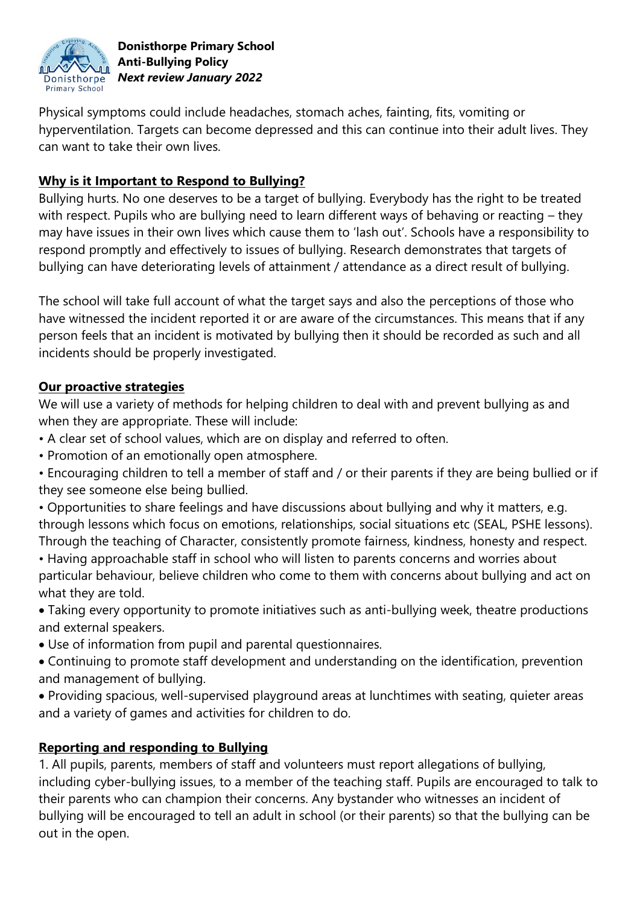Physical symptoms could include headaches, stomach aches, fainting, fits, vomiting or hyperventilation. Targets can become depressed and this can continue into their adult lives. They can want to take their own lives.

## Why is it Important to Respond to Bullying?

Bullying hurts. No one deserves to be a target of bullying. Everybody has the right to be treated with respect. Pupils who are bullying need to learn different ways of behaving or reacting – they may have issues in their own lives which cause them to 'lash out'. Schools have a responsibility to respond promptly and effectively to issues of bullying. Research demonstrates that targets of bullying can have deteriorating levels of attainment / attendance as a direct result of bullying.

The school will take full account of what the target says and also the perceptions of those who have witnessed the incident reported it or are aware of the circumstances. This means that if any person feels that an incident is motivated by bullying then it should be recorded as such and all incidents should be properly investigated.

## Our proactive strategies

We will use a variety of methods for helping children to deal with and prevent bullying as and when they are appropriate. These will include:

- A clear set of school values, which are on display and referred to often.
- Promotion of an emotionally open atmosphere.
- Encouraging children to tell a member of staff and / or their parents if they are being bullied or if they see someone else being bullied.
- Opportunities to share feelings and have discussions about bullying and why it matters, e.g. through lessons which focus on emotions, relationships, social situations etc (SEAL, PSHE lessons). Through the teaching of Character, consistently promote fairness, kindness, honesty and respect.
- Having approachable staff in school who will listen to parents concerns and worries about particular behaviour, believe children who come to them with concerns about bullying and act on what they are told.
- Taking every opportunity to promote initiatives such as anti-bullying week, theatre productions and external speakers.
- Use of information from pupil and parental questionnaires.
- Continuing to promote staff development and understanding on the identification, prevention and management of bullying.
- Providing spacious, well-supervised playground areas at lunchtimes with seating, quieter areas and a variety of games and activities for children to do.

## Reporting and responding to Bullying

1. All pupils, parents, members of staff and volunteers must report allegations of bullying, including cyber-bullying issues, to a member of the teaching staff. Pupils are encouraged to talk to their parents who can champion their concerns. Any bystander who witnesses an incident of bullying will be encouraged to tell an adult in school (or their parents) so that the bullying can be out in the open.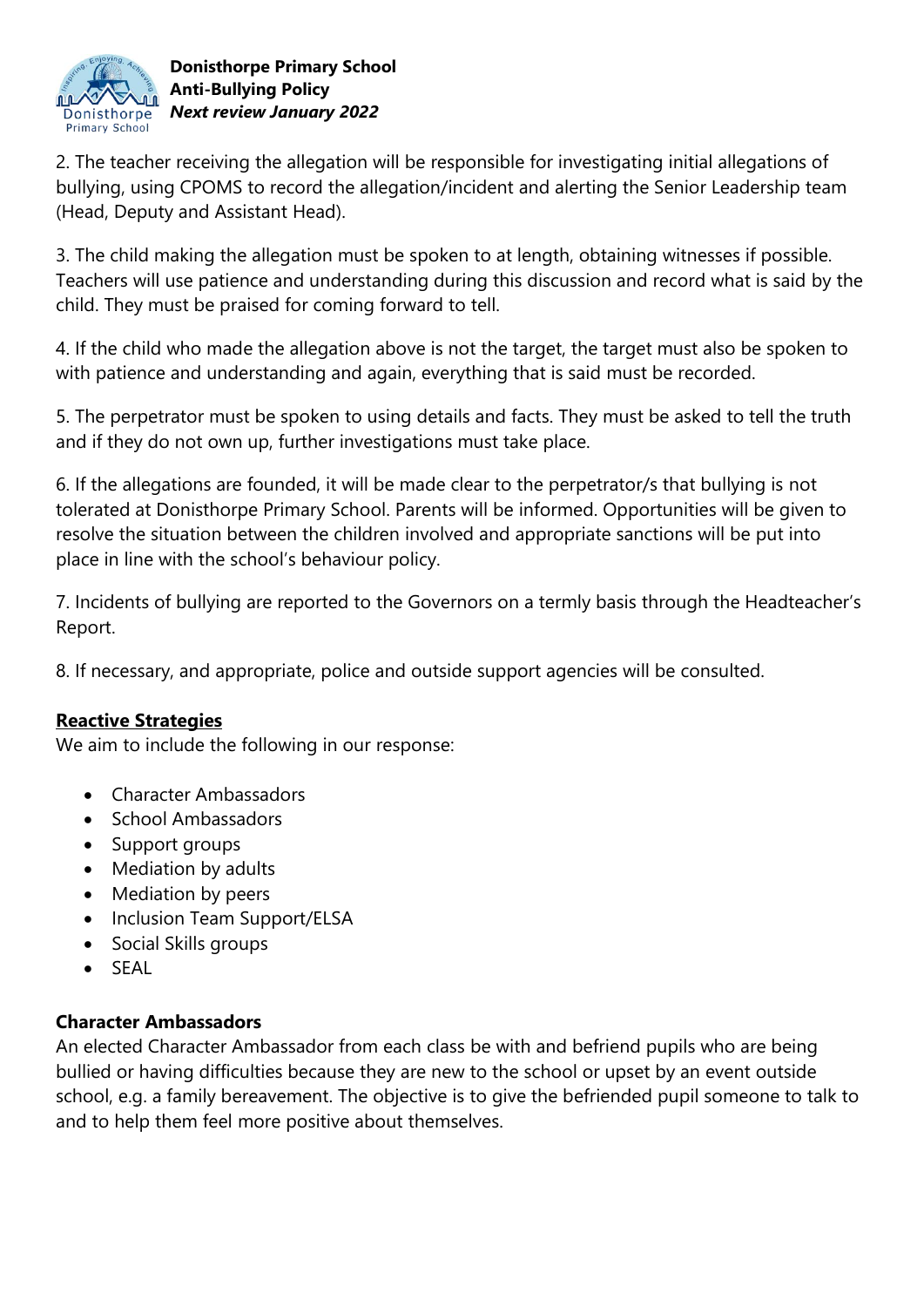2. The teacher receiving the allegation will be responsible for investigating initial allegations of bullying, using CPOMS to record the allegation/incident and alerting the Senior Leadership team (Head, Deputy and Assistant Head).

3. The child making the allegation must be spoken to at length, obtaining witnesses if possible. Teachers will use patience and understanding during this discussion and record what is said by the child. They must be praised for coming forward to tell.

4. If the child who made the allegation above is not the target, the target must also be spoken to with patience and understanding and again, everything that is said must be recorded.

5. The perpetrator must be spoken to using details and facts. They must be asked to tell the truth and if they do not own up, further investigations must take place.

6. If the allegations are founded, it will be made clear to the perpetrator/s that bullying is not tolerated at Donisthorpe Primary School. Parents will be informed. Opportunities will be given to resolve the situation between the children involved and appropriate sanctions will be put into place in line with the school's behaviour policy.

7. Incidents of bullying are reported to the Governors on a termly basis through the Headteacher's Report.

8. If necessary, and appropriate, police and outside support agencies will be consulted.

## Reactive Strategies

We aim to include the following in our response:

- Character Ambassadors
- School Ambassadors
- Support groups
- Mediation by adults
- Mediation by peers
- Inclusion Team Support/ELSA
- Social Skills groups
- SEAL

### Character Ambassadors

An elected Character Ambassador from each class be with and befriend pupils who are being bullied or having difficulties because they are new to the school or upset by an event outside school, e.g. a family bereavement. The objective is to give the befriended pupil someone to talk to and to help them feel more positive about themselves.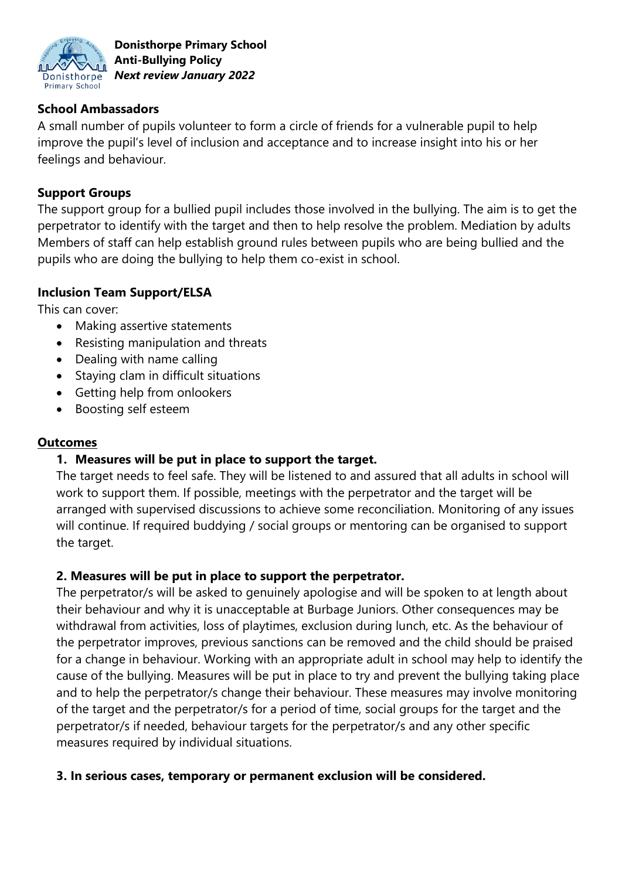**School Ambassadors**

A small number of pupils volunteer to form a circle of friends for a vulnerable pupil to help improve the pupil's level of inclusion and acceptance and to increase insight into his or her feelings and behaviour.

**Support Groups**

The support group for a bullied pupil includes those involved in the bullying. The aim is to get the perpetrator to identify with the target and then to help resolve the problem. Mediation by adults Members of staff can help establish ground rules between pupils who are being bullied and the pupils who are doing the bullying to help them co-exist in school.

**Inclusion Team Support/ELSA**

This can cover:

- Making assertive statements
- Resisting manipulation and threats
- Dealing with name calling
- Staying clam in difficult situations
- Getting help from onlookers
- Boosting self esteem

**<u>Outcomes</u>**

**1. Measures will be put in place to support the target.**

The target needs to feel safe. They will be listened to and assured that all adults in school will work to support them. If possible, meetings with the perpetrator and the target will be arranged with supervised discussions to achieve some reconciliation. Monitoring of any issues will continue. If required buddying / social groups or mentoring can be organised to support the target.

**2. Measures will be put in place to support the perpetrator.**

The perpetrator/s will be asked to genuinely apologise and will be spoken to at length about their behaviour and why it is unacceptable at Burbage Juniors. Other consequences may be withdrawal from activities, loss of playtimes, exclusion during lunch, etc. As the behaviour of the perpetrator improves, previous sanctions can be removed and the child should be praised for a change in behaviour. Working with an appropriate adult in school may help to identify the cause of the bullying. Measures will be put in place to try and prevent the bullying taking place and to help the perpetrator/s change their behaviour. These measures may involve monitoring of the target and the perpetrator/s for a period of time, social groups for the target and the perpetrator/s if needed, behaviour targets for the perpetrator/s and any other specific measures required by individual situations.

**3. In serious cases, temporary or permanent exclusion will be considered.**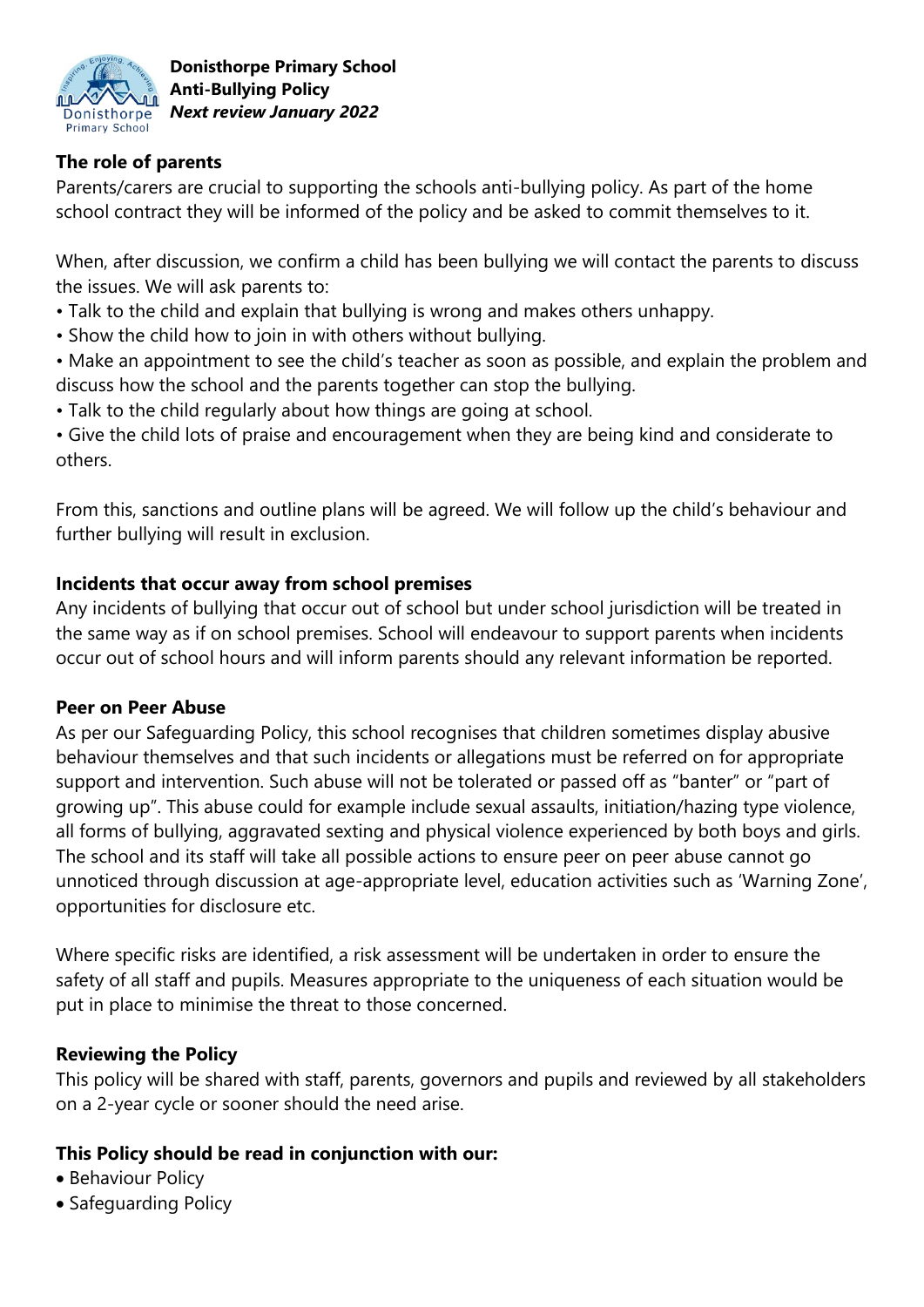## The role of parents

Parents/carers are crucial to supporting the schools anti-bullying policy. As part of the home school contract they will be informed of the policy and be asked to commit themselves to it.

When, after discussion, we confirm a child has been bullying we will contact the parents to discuss the issues. We will ask parents to:

- Talk to the child and explain that bullying is wrong and makes others unhappy.
- Show the child how to join in with others without bullying.
- Make an appointment to see the child's teacher as soon as possible, and explain the problem and discuss how the school and the parents together can stop the bullying.
- Talk to the child regularly about how things are going at school.
- Give the child lots of praise and encouragement when they are being kind and considerate to others.

From this, sanctions and outline plans will be agreed. We will follow up the child's behaviour and further bullying will result in exclusion.

## Incidents that occur away from school premises

Any incidents of bullying that occur out of school but under school jurisdiction will be treated in the same way as if on school premises. School will endeavour to support parents when incidents occur out of school hours and will inform parents should any relevant information be reported.

## Peer on Peer Abuse

As per our Safeguarding Policy, this school recognises that children sometimes display abusive behaviour themselves and that such incidents or allegations must be referred on for appropriate support and intervention. Such abuse will not be tolerated or passed off as "banter" or "part of growing up". This abuse could for example include sexual assaults, initiation/hazing type violence, all forms of bullying, aggravated sexting and physical violence experienced by both boys and girls. The school and its staff will take all possible actions to ensure peer on peer abuse cannot go unnoticed through discussion at age-appropriate level, education activities such as 'Warning Zone', opportunities for disclosure etc.

Where specific risks are identified, a risk assessment will be undertaken in order to ensure the safety of all staff and pupils. Measures appropriate to the uniqueness of each situation would be put in place to minimise the threat to those concerned.

## Reviewing the Policy

This policy will be shared with staff, parents, governors and pupils and reviewed by all stakeholders on a 2-year cycle or sooner should the need arise.

## This Policy should be read in conjunction with our:

- Behaviour Policy
- Safeguarding Policy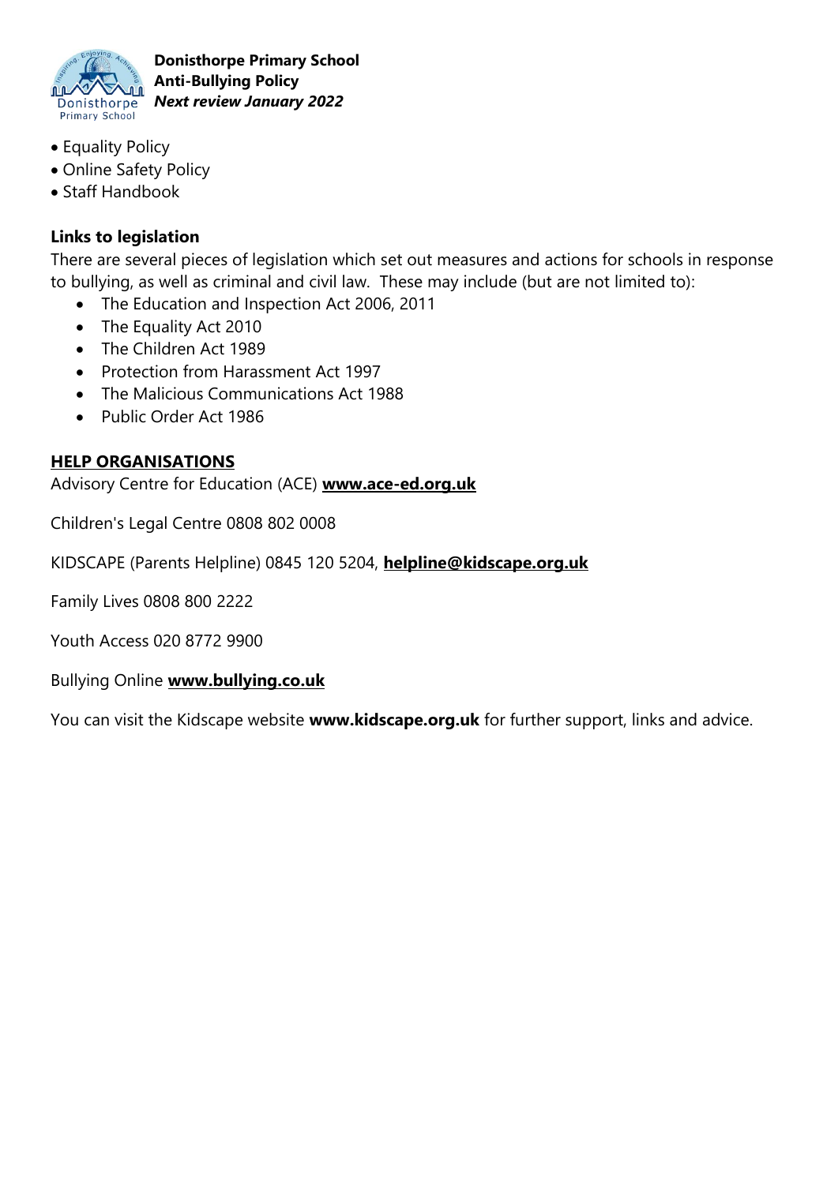- Equality Policy
- Online Safety Policy
- Staff Handbook

**Links to legislation**

There are several pieces of legislation which set out measures and actions for schools in response to bullying, as well as criminal and civil law. These may include (but are not limited to):

- The Education and Inspection Act 2006, 2011
- The Equality Act 2010
- The Children Act 1989
- Protection from Harassment Act 1997
- The Malicious Communications Act 1988
- Public Order Act 1986

## HELP ORGANISATIONS

Advisory Centre for Education (ACE) **www.ace-ed.org.uk**

Children's Legal Centre 0808 802 0008

KIDSCAPE (Parents Helpline) 0845 120 5204, **helpline@kidscape.org.uk**

Family Lives 0808 800 2222

Youth Access 020 8772 9900

Bullying Online **www.bullying.co.uk**

You can visit the Kidscape website **www.kidscape.org.uk** for further support, links and advice.